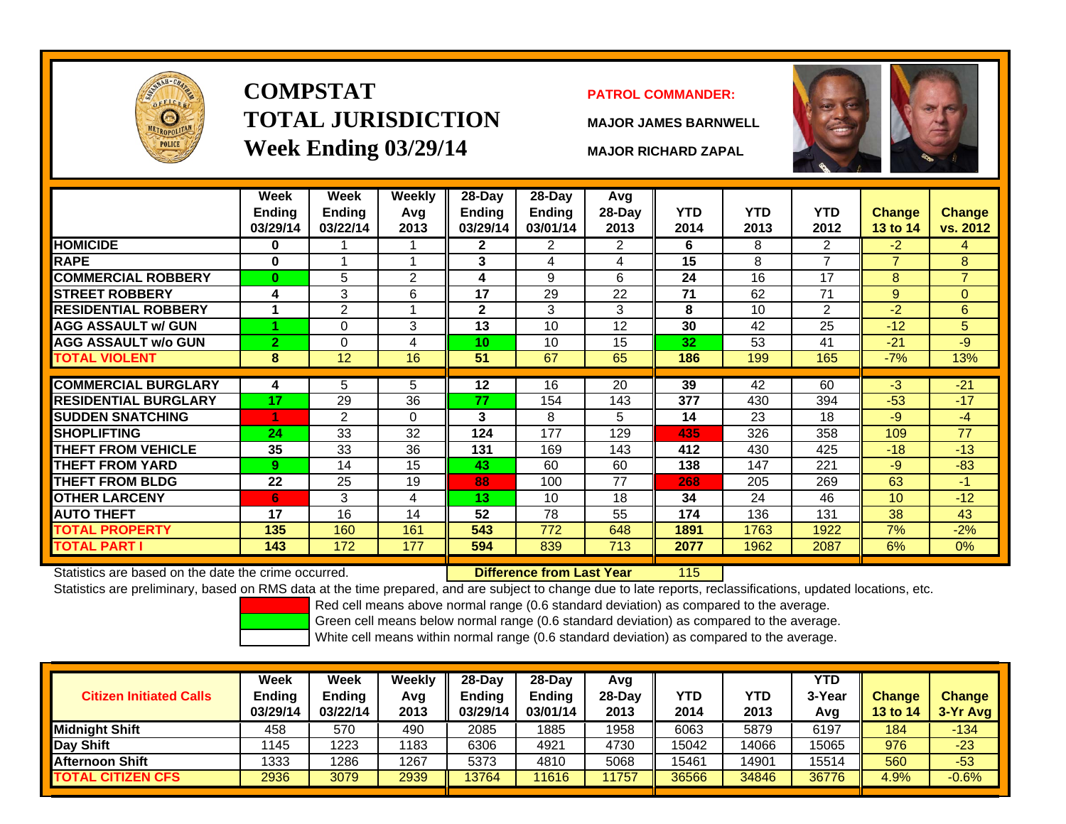# COMPSTAT TOTAL JURISDICTION

## Week Ending 03/29/14

**PATROL COMMANDER:**

MAJOR JAMES BARNWELL

MAJOR RICHARD ZAPAL

| | Week Ending 03/29/14 | Week Ending 03/22/14 | Weekly Avg 2013 | 28-Day Ending 03/29/14 | 28-Day Ending 03/01/14 | Avg 28-Day 2013 | YTD 2014 | YTD 2013 | YTD 2012 | Change 13 to 14 | Change vs. 2012 |
|---|---|---|---|---|---|---|---|---|---|---|---|
| HOMICIDE | 0 | 1 | 1 | 2 | 2 | 2 | 6 | 8 | 2 | -2 | 4 |
| RAPE | 0 | 1 | 1 | 3 | 4 | 4 | 15 | 8 | 7 | 7 | 8 |
| COMMERCIAL ROBBERY | 0 | 5 | 2 | 4 | 9 | 6 | 24 | 16 | 17 | 8 | 7 |
| STREET ROBBERY | 4 | 3 | 6 | 17 | 29 | 22 | 71 | 62 | 71 | 9 | 0 |
| RESIDENTIAL ROBBERY | 1 | 2 | 1 | 2 | 3 | 3 | 8 | 10 | 2 | -2 | 6 |
| AGG ASSAULT w/ GUN | 1 | 0 | 3 | 13 | 10 | 12 | 30 | 42 | 25 | -12 | 5 |
| AGG ASSAULT w/o GUN | 2 | 0 | 4 | 10 | 10 | 15 | 32 | 53 | 41 | -21 | -9 |
| TOTAL VIOLENT | 8 | 12 | 16 | 51 | 67 | 65 | 186 | 199 | 165 | -7% | 13% |
| COMMERCIAL BURGLARY | 4 | 5 | 5 | 12 | 16 | 20 | 39 | 42 | 60 | -3 | -21 |
| RESIDENTIAL BURGLARY | 17 | 29 | 36 | 77 | 154 | 143 | 377 | 430 | 394 | -53 | -17 |
| SUDDEN SNATCHING | 1 | 2 | 0 | 3 | 8 | 5 | 14 | 23 | 18 | -9 | -4 |
| SHOPLIFTING | 24 | 33 | 32 | 124 | 177 | 129 | 435 | 326 | 358 | 109 | 77 |
| THEFT FROM VEHICLE | 35 | 33 | 36 | 131 | 169 | 143 | 412 | 430 | 425 | -18 | -13 |
| THEFT FROM YARD | 9 | 14 | 15 | 43 | 60 | 60 | 138 | 147 | 221 | -9 | -83 |
| THEFT FROM BLDG | 22 | 25 | 19 | 88 | 100 | 77 | 268 | 205 | 269 | 63 | -1 |
| OTHER LARCENY | 6 | 3 | 4 | 13 | 10 | 18 | 34 | 24 | 46 | 10 | -12 |
| AUTO THEFT | 17 | 16 | 14 | 52 | 78 | 55 | 174 | 136 | 131 | 38 | 43 |
| TOTAL PROPERTY | 135 | 160 | 161 | 543 | 772 | 648 | 1891 | 1763 | 1922 | 7% | -2% |
| TOTAL PART I | 143 | 172 | 177 | 594 | 839 | 713 | 2077 | 1962 | 2087 | 6% | 0% |

Statistics are based on the date the crime occurred. **Difference from Last Year** 115

Statistics are preliminary, based on RMS data at the time prepared, and are subject to change due to late reports, reclassifications, updated locations, etc.

Red cell means above normal range (0.6 standard deviation) as compared to the average.
Green cell means below normal range (0.6 standard deviation) as compared to the average.
White cell means within normal range (0.6 standard deviation) as compared to the average.

| Citizen Initiated Calls | Week Ending 03/29/14 | Week Ending 03/22/14 | Weekly Avg 2013 | 28-Day Ending 03/29/14 | 28-Day Ending 03/01/14 | Avg 28-Day 2013 | YTD 2014 | YTD 2013 | YTD 3-Year Avg | Change 13 to 14 | Change 3-Yr Avg |
|---|---|---|---|---|---|---|---|---|---|---|---|
| Midnight Shift | 458 | 570 | 490 | 2085 | 1885 | 1958 | 6063 | 5879 | 6197 | 184 | -134 |
| Day Shift | 1145 | 1223 | 1183 | 6306 | 4921 | 4730 | 15042 | 14066 | 15065 | 976 | -23 |
| Afternoon Shift | 1333 | 1286 | 1267 | 5373 | 4810 | 5068 | 15461 | 14901 | 15514 | 560 | -53 |
| TOTAL CITIZEN CFS | 2936 | 3079 | 2939 | 13764 | 11616 | 11757 | 36566 | 34846 | 36776 | 4.9% | -0.6% |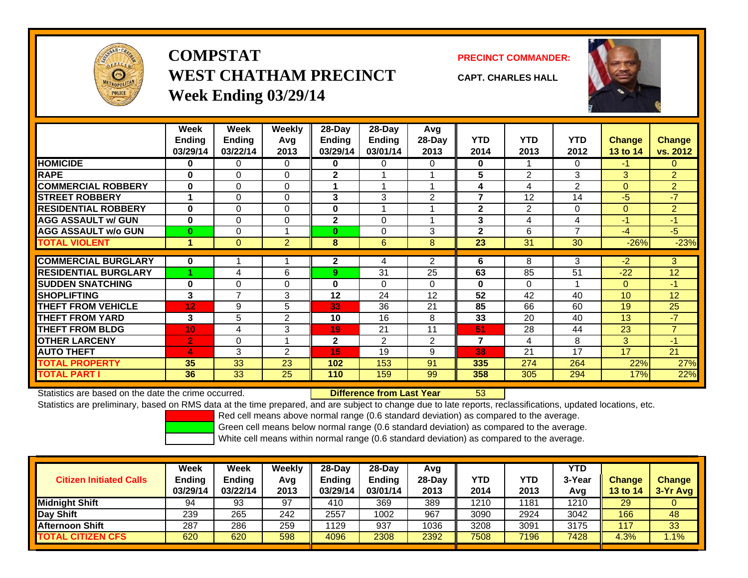# COMPSTAT
# WEST CHATHAM PRECINCT
## Week Ending 03/29/14

**PRECINCT COMMANDER:**

**CAPT. CHARLES HALL**

| | Week Ending 03/29/14 | Week Ending 03/22/14 | Weekly Avg 2013 | 28-Day Ending 03/29/14 | 28-Day Ending 03/01/14 | Avg 28-Day 2013 | YTD 2014 | YTD 2013 | YTD 2012 | Change 13 to 14 | Change vs. 2012 |
|---|---|---|---|---|---|---|---|---|---|---|---|
| HOMICIDE | 0 | 0 | 0 | 0 | 0 | 0 | 0 | 1 | 0 | -1 | 0 |
| RAPE | 0 | 0 | 0 | 2 | 1 | 1 | 5 | 2 | 3 | 3 | 2 |
| COMMERCIAL ROBBERY | 0 | 0 | 0 | 1 | 1 | 1 | 4 | 4 | 2 | 0 | 2 |
| STREET ROBBERY | 1 | 0 | 0 | 3 | 3 | 2 | 7 | 12 | 14 | -5 | -7 |
| RESIDENTIAL ROBBERY | 0 | 0 | 0 | 0 | 1 | 1 | 2 | 2 | 0 | 0 | 2 |
| AGG ASSAULT w/ GUN | 0 | 0 | 0 | 2 | 0 | 1 | 3 | 4 | 4 | -1 | -1 |
| AGG ASSAULT w/o GUN | 0 | 0 | 1 | 0 | 0 | 3 | 2 | 6 | 7 | -4 | -5 |
| TOTAL VIOLENT | 1 | 0 | 2 | 8 | 6 | 8 | 23 | 31 | 30 | -26% | -23% |
| COMMERCIAL BURGLARY | 0 | 1 | 1 | 2 | 4 | 2 | 6 | 8 | 3 | -2 | 3 |
| RESIDENTIAL BURGLARY | 1 | 4 | 6 | 9 | 31 | 25 | 63 | 85 | 51 | -22 | 12 |
| SUDDEN SNATCHING | 0 | 0 | 0 | 0 | 0 | 0 | 0 | 0 | 1 | 0 | -1 |
| SHOPLIFTING | 3 | 7 | 3 | 12 | 24 | 12 | 52 | 42 | 40 | 10 | 12 |
| THEFT FROM VEHICLE | 12 | 9 | 5 | 33 | 36 | 21 | 85 | 66 | 60 | 19 | 25 |
| THEFT FROM YARD | 3 | 5 | 2 | 10 | 16 | 8 | 33 | 20 | 40 | 13 | -7 |
| THEFT FROM BLDG | 10 | 4 | 3 | 19 | 21 | 11 | 51 | 28 | 44 | 23 | 7 |
| OTHER LARCENY | 2 | 0 | 1 | 2 | 2 | 2 | 7 | 4 | 8 | 3 | -1 |
| AUTO THEFT | 4 | 3 | 2 | 15 | 19 | 9 | 38 | 21 | 17 | 17 | 21 |
| TOTAL PROPERTY | 35 | 33 | 23 | 102 | 153 | 91 | 335 | 274 | 264 | 22% | 27% |
| TOTAL PART I | 36 | 33 | 25 | 110 | 159 | 99 | 358 | 305 | 294 | 17% | 22% |

Statistics are based on the date the crime occurred. **Difference from Last Year** 53

Statistics are preliminary, based on RMS data at the time prepared, and are subject to change due to late reports, reclassifications, updated locations, etc.

Red cell means above normal range (0.6 standard deviation) as compared to the average.
Green cell means below normal range (0.6 standard deviation) as compared to the average.
White cell means within normal range (0.6 standard deviation) as compared to the average.

| Citizen Initiated Calls | Week Ending 03/29/14 | Week Ending 03/22/14 | Weekly Avg 2013 | 28-Day Ending 03/29/14 | 28-Day Ending 03/01/14 | Avg 28-Day 2013 | YTD 2014 | YTD 2013 | YTD 3-Year Avg | Change 13 to 14 | Change 3-Yr Avg |
|---|---|---|---|---|---|---|---|---|---|---|---|
| Midnight Shift | 94 | 93 | 97 | 410 | 369 | 389 | 1210 | 1181 | 1210 | 29 | 0 |
| Day Shift | 239 | 265 | 242 | 2557 | 1002 | 967 | 3090 | 2924 | 3042 | 166 | 48 |
| Afternoon Shift | 287 | 286 | 259 | 1129 | 937 | 1036 | 3208 | 3091 | 3175 | 117 | 33 |
| TOTAL CITIZEN CFS | 620 | 620 | 598 | 4096 | 2308 | 2392 | 7508 | 7196 | 7428 | 4.3% | 1.1% |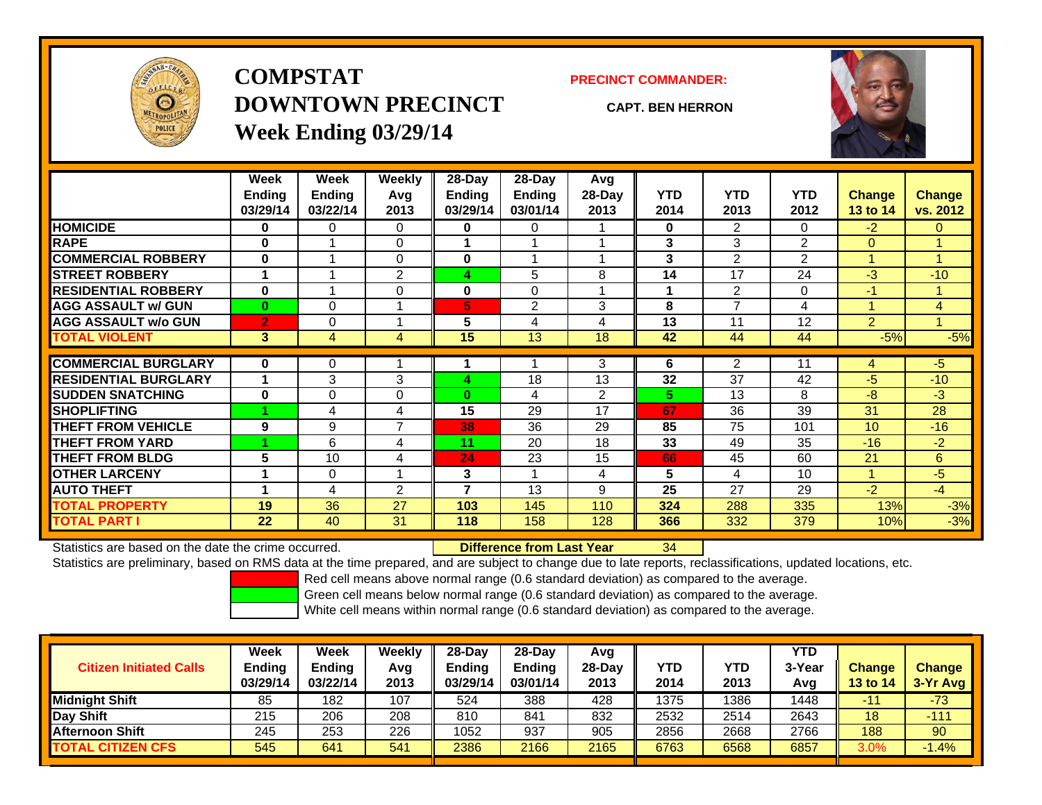# COMPSTAT
# DOWNTOWN PRECINCT
## Week Ending 03/29/14

**PRECINCT COMMANDER:**

**CAPT. BEN HERRON**

| | Week Ending 03/29/14 | Week Ending 03/22/14 | Weekly Avg 2013 | 28-Day Ending 03/29/14 | 28-Day Ending 03/01/14 | Avg 28-Day 2013 | YTD 2014 | YTD 2013 | YTD 2012 | Change 13 to 14 | Change vs. 2012 |
|---|---|---|---|---|---|---|---|---|---|---|---|
| HOMICIDE | 0 | 0 | 0 | 0 | 0 | 1 | 0 | 2 | 0 | -2 | 0 |
| RAPE | 0 | 1 | 0 | 1 | 1 | 1 | 3 | 3 | 2 | 0 | 1 |
| COMMERCIAL ROBBERY | 0 | 1 | 0 | 0 | 1 | 1 | 3 | 2 | 2 | 1 | 1 |
| STREET ROBBERY | 1 | 1 | 2 | 4 | 5 | 8 | 14 | 17 | 24 | -3 | -10 |
| RESIDENTIAL ROBBERY | 0 | 1 | 0 | 0 | 0 | 1 | 1 | 2 | 0 | -1 | 1 |
| AGG ASSAULT w/ GUN | 0 | 0 | 1 | 5 | 2 | 3 | 8 | 7 | 4 | 1 | 4 |
| AGG ASSAULT w/o GUN | 2 | 0 | 1 | 5 | 4 | 4 | 13 | 11 | 12 | 2 | 1 |
| TOTAL VIOLENT | 3 | 4 | 4 | 15 | 13 | 18 | 42 | 44 | 44 | -5% | -5% |
| COMMERCIAL BURGLARY | 0 | 0 | 1 | 1 | 1 | 3 | 6 | 2 | 11 | 4 | -5 |
| RESIDENTIAL BURGLARY | 1 | 3 | 3 | 4 | 18 | 13 | 32 | 37 | 42 | -5 | -10 |
| SUDDEN SNATCHING | 0 | 0 | 0 | 0 | 4 | 2 | 5 | 13 | 8 | -8 | -3 |
| SHOPLIFTING | 1 | 4 | 4 | 15 | 29 | 17 | 67 | 36 | 39 | 31 | 28 |
| THEFT FROM VEHICLE | 9 | 9 | 7 | 38 | 36 | 29 | 85 | 75 | 101 | 10 | -16 |
| THEFT FROM YARD | 1 | 6 | 4 | 11 | 20 | 18 | 33 | 49 | 35 | -16 | -2 |
| THEFT FROM BLDG | 5 | 10 | 4 | 24 | 23 | 15 | 66 | 45 | 60 | 21 | 6 |
| OTHER LARCENY | 1 | 0 | 1 | 3 | 1 | 4 | 5 | 4 | 10 | 1 | -5 |
| AUTO THEFT | 1 | 4 | 2 | 7 | 13 | 9 | 25 | 27 | 29 | -2 | -4 |
| TOTAL PROPERTY | 19 | 36 | 27 | 103 | 145 | 110 | 324 | 288 | 335 | 13% | -3% |
| TOTAL PART I | 22 | 40 | 31 | 118 | 158 | 128 | 366 | 332 | 379 | 10% | -3% |

Statistics are based on the date the crime occurred. **Difference from Last Year** 34

Statistics are preliminary, based on RMS data at the time prepared, and are subject to change due to late reports, reclassifications, updated locations, etc.

Red cell means above normal range (0.6 standard deviation) as compared to the average.
Green cell means below normal range (0.6 standard deviation) as compared to the average.
White cell means within normal range (0.6 standard deviation) as compared to the average.

| Citizen Initiated Calls | Week Ending 03/29/14 | Week Ending 03/22/14 | Weekly Avg 2013 | 28-Day Ending 03/29/14 | 28-Day Ending 03/01/14 | Avg 28-Day 2013 | YTD 2014 | YTD 2013 | YTD 3-Year Avg | Change 13 to 14 | Change 3-Yr Avg |
|---|---|---|---|---|---|---|---|---|---|---|---|
| Midnight Shift | 85 | 182 | 107 | 524 | 388 | 428 | 1375 | 1386 | 1448 | -11 | -73 |
| Day Shift | 215 | 206 | 208 | 810 | 841 | 832 | 2532 | 2514 | 2643 | 18 | -111 |
| Afternoon Shift | 245 | 253 | 226 | 1052 | 937 | 905 | 2856 | 2668 | 2766 | 188 | 90 |
| TOTAL CITIZEN CFS | 545 | 641 | 541 | 2386 | 2166 | 2165 | 6763 | 6568 | 6857 | 3.0% | -1.4% |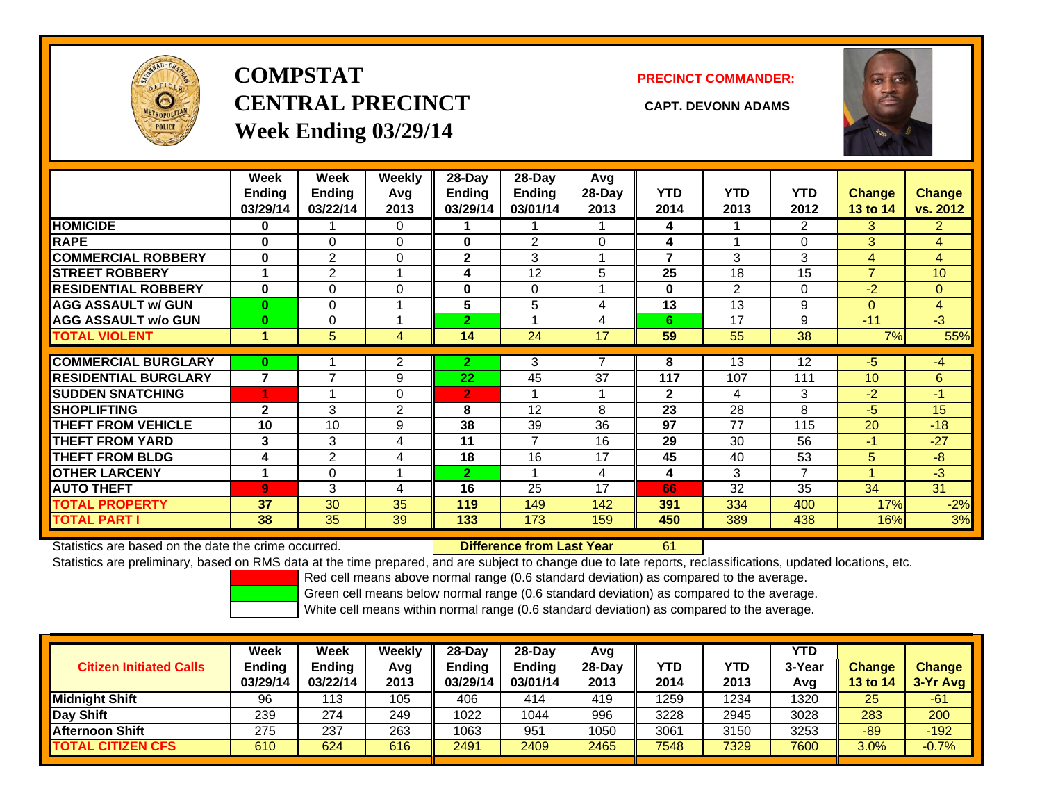# COMPSTAT
# CENTRAL PRECINCT
## Week Ending 03/29/14

**PRECINCT COMMANDER:**

**CAPT. DEVONN ADAMS**

| | Week Ending 03/29/14 | Week Ending 03/22/14 | Weekly Avg 2013 | 28-Day Ending 03/29/14 | 28-Day Ending 03/01/14 | Avg 28-Day 2013 | YTD 2014 | YTD 2013 | YTD 2012 | Change 13 to 14 | Change vs. 2012 |
|---|---|---|---|---|---|---|---|---|---|---|---|
| **HOMICIDE** | 0 | 1 | 0 | 1 | 1 | 1 | 4 | 1 | 2 | 3 | 2 |
| **RAPE** | 0 | 0 | 0 | 0 | 2 | 0 | 4 | 1 | 0 | 3 | 4 |
| **COMMERCIAL ROBBERY** | 0 | 2 | 0 | 2 | 3 | 1 | 7 | 3 | 3 | 4 | 4 |
| **STREET ROBBERY** | 1 | 2 | 1 | 4 | 12 | 5 | 25 | 18 | 15 | 7 | 10 |
| **RESIDENTIAL ROBBERY** | 0 | 0 | 0 | 0 | 0 | 1 | 0 | 2 | 0 | -2 | 0 |
| **AGG ASSAULT w/ GUN** | 0 | 0 | 1 | 5 | 5 | 4 | 13 | 13 | 9 | 0 | 4 |
| **AGG ASSAULT w/o GUN** | 0 | 0 | 1 | 2 | 1 | 4 | 6 | 17 | 9 | -11 | -3 |
| **TOTAL VIOLENT** | 1 | 5 | 4 | 14 | 24 | 17 | 59 | 55 | 38 | 7% | 55% |
| **COMMERCIAL BURGLARY** | 0 | 1 | 2 | 2 | 3 | 7 | 8 | 13 | 12 | -5 | -4 |
| **RESIDENTIAL BURGLARY** | 7 | 7 | 9 | 22 | 45 | 37 | 117 | 107 | 111 | 10 | 6 |
| **SUDDEN SNATCHING** | 1 | 1 | 0 | 2 | 1 | 1 | 2 | 4 | 3 | -2 | -1 |
| **SHOPLIFTING** | 2 | 3 | 2 | 8 | 12 | 8 | 23 | 28 | 8 | -5 | 15 |
| **THEFT FROM VEHICLE** | 10 | 10 | 9 | 38 | 39 | 36 | 97 | 77 | 115 | 20 | -18 |
| **THEFT FROM YARD** | 3 | 3 | 4 | 11 | 7 | 16 | 29 | 30 | 56 | -1 | -27 |
| **THEFT FROM BLDG** | 4 | 2 | 4 | 18 | 16 | 17 | 45 | 40 | 53 | 5 | -8 |
| **OTHER LARCENY** | 1 | 0 | 1 | 2 | 1 | 4 | 4 | 3 | 7 | 1 | -3 |
| **AUTO THEFT** | 9 | 3 | 4 | 16 | 25 | 17 | 66 | 32 | 35 | 34 | 31 |
| **TOTAL PROPERTY** | 37 | 30 | 35 | 119 | 149 | 142 | 391 | 334 | 400 | 17% | -2% |
| **TOTAL PART I** | 38 | 35 | 39 | 133 | 173 | 159 | 450 | 389 | 438 | 16% | 3% |

Statistics are based on the date the crime occurred. **Difference from Last Year** 61

Statistics are preliminary, based on RMS data at the time prepared, and are subject to change due to late reports, reclassifications, updated locations, etc.

Red cell means above normal range (0.6 standard deviation) as compared to the average.

Green cell means below normal range (0.6 standard deviation) as compared to the average.

White cell means within normal range (0.6 standard deviation) as compared to the average.

| Citizen Initiated Calls | Week Ending 03/29/14 | Week Ending 03/22/14 | Weekly Avg 2013 | 28-Day Ending 03/29/14 | 28-Day Ending 03/01/14 | Avg 28-Day 2013 | YTD 2014 | YTD 2013 | YTD 3-Year Avg | Change 13 to 14 | Change 3-Yr Avg |
|---|---|---|---|---|---|---|---|---|---|---|---|
| **Midnight Shift** | 96 | 113 | 105 | 406 | 414 | 419 | 1259 | 1234 | 1320 | 25 | -61 |
| **Day Shift** | 239 | 274 | 249 | 1022 | 1044 | 996 | 3228 | 2945 | 3028 | 283 | 200 |
| **Afternoon Shift** | 275 | 237 | 263 | 1063 | 951 | 1050 | 3061 | 3150 | 3253 | -89 | -192 |
| **TOTAL CITIZEN CFS** | 610 | 624 | 616 | 2491 | 2409 | 2465 | 7548 | 7329 | 7600 | 3.0% | -0.7% |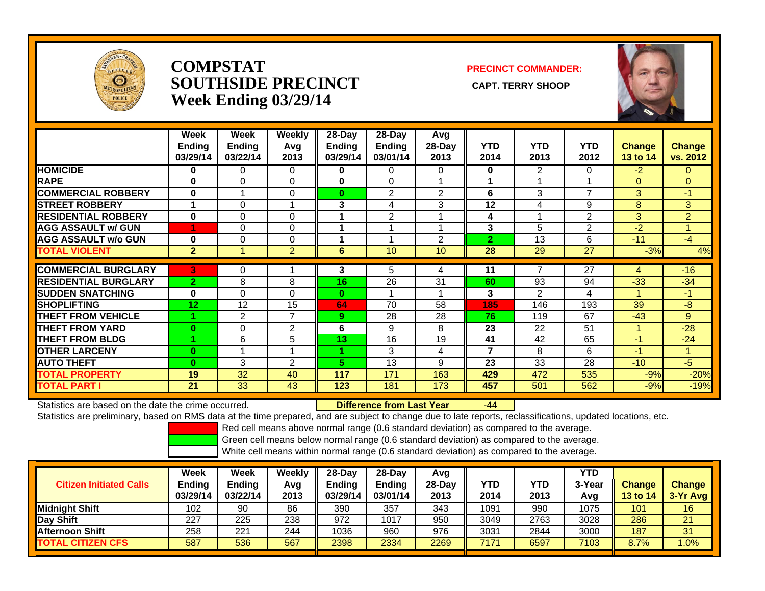# COMPSTAT
# SOUTHSIDE PRECINCT
# Week Ending 03/29/14

**PRECINCT COMMANDER:**

**CAPT. TERRY SHOOP**

| | Week Ending 03/29/14 | Week Ending 03/22/14 | Weekly Avg 2013 | 28-Day Ending 03/29/14 | 28-Day Ending 03/01/14 | Avg 28-Day 2013 | YTD 2014 | YTD 2013 | YTD 2012 | Change 13 to 14 | Change vs. 2012 |
|---|---|---|---|---|---|---|---|---|---|---|---|
| HOMICIDE | 0 | 0 | 0 | 0 | 0 | 0 | 0 | 2 | 0 | -2 | 0 |
| RAPE | 0 | 0 | 0 | 0 | 0 | 1 | 1 | 1 | 1 | 0 | 0 |
| COMMERCIAL ROBBERY | 0 | 1 | 0 | 0 | 2 | 2 | 6 | 3 | 7 | 3 | -1 |
| STREET ROBBERY | 1 | 0 | 1 | 3 | 4 | 3 | 12 | 4 | 9 | 8 | 3 |
| RESIDENTIAL ROBBERY | 0 | 0 | 0 | 1 | 2 | 1 | 4 | 1 | 2 | 3 | 2 |
| AGG ASSAULT w/ GUN | 1 | 0 | 0 | 1 | 1 | 1 | 3 | 5 | 2 | -2 | 1 |
| AGG ASSAULT w/o GUN | 0 | 0 | 0 | 1 | 1 | 2 | 2 | 13 | 6 | -11 | -4 |
| TOTAL VIOLENT | 2 | 1 | 2 | 6 | 10 | 10 | 28 | 29 | 27 | -3% | 4% |
| COMMERCIAL BURGLARY | 3 | 0 | 1 | 3 | 5 | 4 | 11 | 7 | 27 | 4 | -16 |
| RESIDENTIAL BURGLARY | 2 | 8 | 8 | 16 | 26 | 31 | 60 | 93 | 94 | -33 | -34 |
| SUDDEN SNATCHING | 0 | 0 | 0 | 0 | 1 | 1 | 3 | 2 | 4 | 1 | -1 |
| SHOPLIFTING | 12 | 12 | 15 | 64 | 70 | 58 | 185 | 146 | 193 | 39 | -8 |
| THEFT FROM VEHICLE | 1 | 2 | 7 | 9 | 28 | 28 | 76 | 119 | 67 | -43 | 9 |
| THEFT FROM YARD | 0 | 0 | 2 | 6 | 9 | 8 | 23 | 22 | 51 | 1 | -28 |
| THEFT FROM BLDG | 1 | 6 | 5 | 13 | 16 | 19 | 41 | 42 | 65 | -1 | -24 |
| OTHER LARCENY | 0 | 1 | 1 | 1 | 3 | 4 | 7 | 8 | 6 | -1 | 1 |
| AUTO THEFT | 0 | 3 | 2 | 5 | 13 | 9 | 23 | 33 | 28 | -10 | -5 |
| TOTAL PROPERTY | 19 | 32 | 40 | 117 | 171 | 163 | 429 | 472 | 535 | -9% | -20% |
| TOTAL PART I | 21 | 33 | 43 | 123 | 181 | 173 | 457 | 501 | 562 | -9% | -19% |

Statistics are based on the date the crime occurred. **Difference from Last Year** -44

Statistics are preliminary, based on RMS data at the time prepared, and are subject to change due to late reports, reclassifications, updated locations, etc.

Red cell means above normal range (0.6 standard deviation) as compared to the average.
Green cell means below normal range (0.6 standard deviation) as compared to the average.
White cell means within normal range (0.6 standard deviation) as compared to the average.

| Citizen Initiated Calls | Week Ending 03/29/14 | Week Ending 03/22/14 | Weekly Avg 2013 | 28-Day Ending 03/29/14 | 28-Day Ending 03/01/14 | Avg 28-Day 2013 | YTD 2014 | YTD 2013 | YTD 3-Year Avg | Change 13 to 14 | Change 3-Yr Avg |
|---|---|---|---|---|---|---|---|---|---|---|---|
| Midnight Shift | 102 | 90 | 86 | 390 | 357 | 343 | 1091 | 990 | 1075 | 101 | 16 |
| Day Shift | 227 | 225 | 238 | 972 | 1017 | 950 | 3049 | 2763 | 3028 | 286 | 21 |
| Afternoon Shift | 258 | 221 | 244 | 1036 | 960 | 976 | 3031 | 2844 | 3000 | 187 | 31 |
| TOTAL CITIZEN CFS | 587 | 536 | 567 | 2398 | 2334 | 2269 | 7171 | 6597 | 7103 | 8.7% | 1.0% |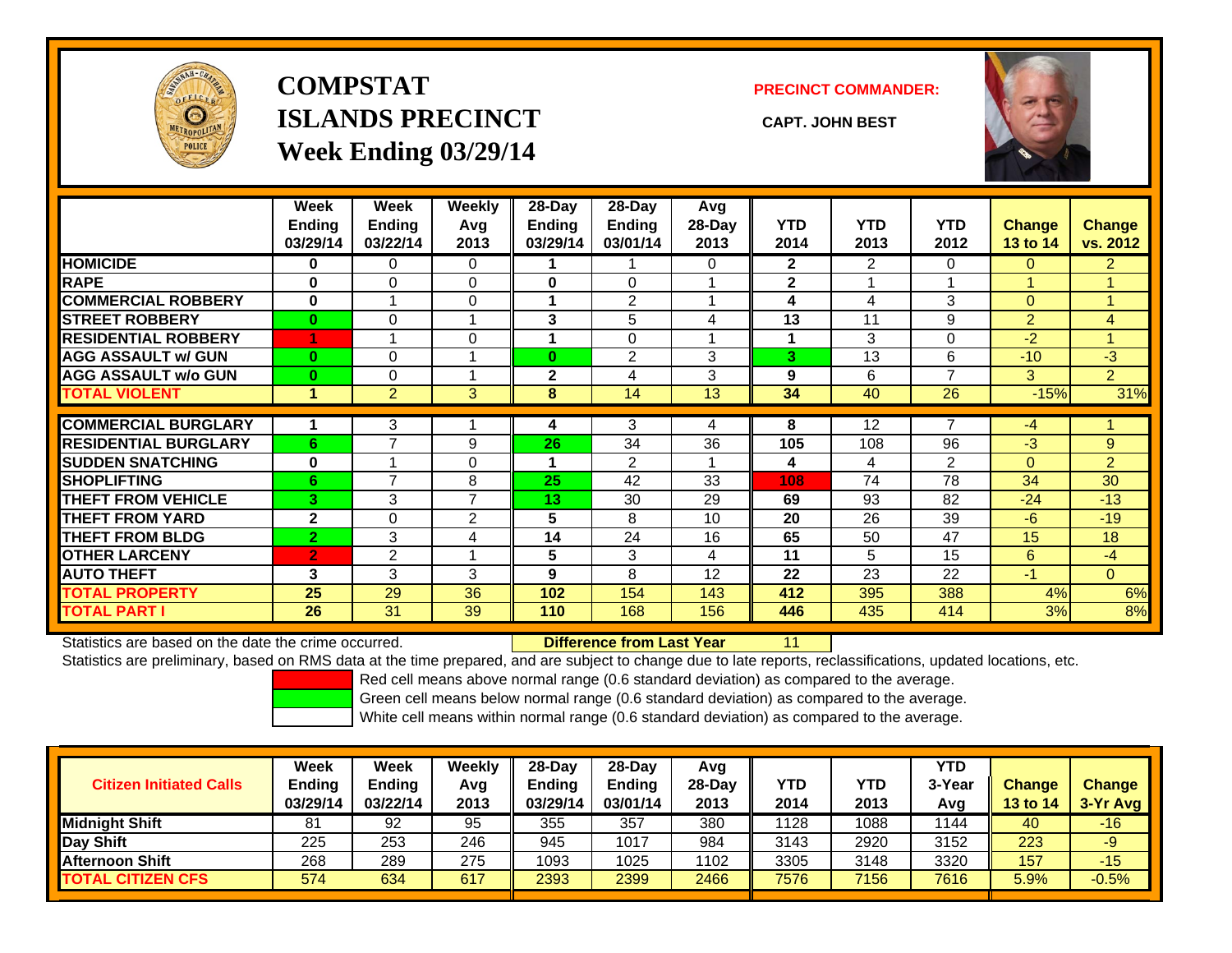# COMPSTAT
# ISLANDS PRECINCT
## Week Ending 03/29/14

**PRECINCT COMMANDER:**

**CAPT. JOHN BEST**

| | Week Ending 03/29/14 | Week Ending 03/22/14 | Weekly Avg 2013 | 28-Day Ending 03/29/14 | 28-Day Ending 03/01/14 | Avg 28-Day 2013 | YTD 2014 | YTD 2013 | YTD 2012 | Change 13 to 14 | Change vs. 2012 |
|---|---|---|---|---|---|---|---|---|---|---|---|
| HOMICIDE | 0 | 0 | 0 | 1 | 1 | 0 | 2 | 2 | 0 | 0 | 2 |
| RAPE | 0 | 0 | 0 | 0 | 0 | 1 | 2 | 1 | 1 | 1 | 1 |
| COMMERCIAL ROBBERY | 0 | 1 | 0 | 1 | 2 | 1 | 4 | 4 | 3 | 0 | 1 |
| STREET ROBBERY | 0 | 0 | 1 | 3 | 5 | 4 | 13 | 11 | 9 | 2 | 4 |
| RESIDENTIAL ROBBERY | 1 | 1 | 0 | 1 | 0 | 1 | 1 | 3 | 0 | -2 | 1 |
| AGG ASSAULT w/ GUN | 0 | 0 | 1 | 0 | 2 | 3 | 3 | 13 | 6 | -10 | -3 |
| AGG ASSAULT w/o GUN | 0 | 0 | 1 | 2 | 4 | 3 | 9 | 6 | 7 | 3 | 2 |
| TOTAL VIOLENT | 1 | 2 | 3 | 8 | 14 | 13 | 34 | 40 | 26 | -15% | 31% |
| COMMERCIAL BURGLARY | 1 | 3 | 1 | 4 | 3 | 4 | 8 | 12 | 7 | -4 | 1 |
| RESIDENTIAL BURGLARY | 6 | 7 | 9 | 26 | 34 | 36 | 105 | 108 | 96 | -3 | 9 |
| SUDDEN SNATCHING | 0 | 1 | 0 | 1 | 2 | 1 | 4 | 4 | 2 | 0 | 2 |
| SHOPLIFTING | 6 | 7 | 8 | 25 | 42 | 33 | 108 | 74 | 78 | 34 | 30 |
| THEFT FROM VEHICLE | 3 | 3 | 7 | 13 | 30 | 29 | 69 | 93 | 82 | -24 | -13 |
| THEFT FROM YARD | 2 | 0 | 2 | 5 | 8 | 10 | 20 | 26 | 39 | -6 | -19 |
| THEFT FROM BLDG | 2 | 3 | 4 | 14 | 24 | 16 | 65 | 50 | 47 | 15 | 18 |
| OTHER LARCENY | 2 | 2 | 1 | 5 | 3 | 4 | 11 | 5 | 15 | 6 | -4 |
| AUTO THEFT | 3 | 3 | 3 | 9 | 8 | 12 | 22 | 23 | 22 | -1 | 0 |
| TOTAL PROPERTY | 25 | 29 | 36 | 102 | 154 | 143 | 412 | 395 | 388 | 4% | 6% |
| TOTAL PART I | 26 | 31 | 39 | 110 | 168 | 156 | 446 | 435 | 414 | 3% | 8% |

Statistics are based on the date the crime occurred. **Difference from Last Year** 11

Statistics are preliminary, based on RMS data at the time prepared, and are subject to change due to late reports, reclassifications, updated locations, etc.

Red cell means above normal range (0.6 standard deviation) as compared to the average.

Green cell means below normal range (0.6 standard deviation) as compared to the average.

White cell means within normal range (0.6 standard deviation) as compared to the average.

| Citizen Initiated Calls | Week Ending 03/29/14 | Week Ending 03/22/14 | Weekly Avg 2013 | 28-Day Ending 03/29/14 | 28-Day Ending 03/01/14 | Avg 28-Day 2013 | YTD 2014 | YTD 2013 | YTD 3-Year Avg | Change 13 to 14 | Change 3-Yr Avg |
|---|---|---|---|---|---|---|---|---|---|---|---|
| Midnight Shift | 81 | 92 | 95 | 355 | 357 | 380 | 1128 | 1088 | 1144 | 40 | -16 |
| Day Shift | 225 | 253 | 246 | 945 | 1017 | 984 | 3143 | 2920 | 3152 | 223 | -9 |
| Afternoon Shift | 268 | 289 | 275 | 1093 | 1025 | 1102 | 3305 | 3148 | 3320 | 157 | -15 |
| TOTAL CITIZEN CFS | 574 | 634 | 617 | 2393 | 2399 | 2466 | 7576 | 7156 | 7616 | 5.9% | -0.5% |